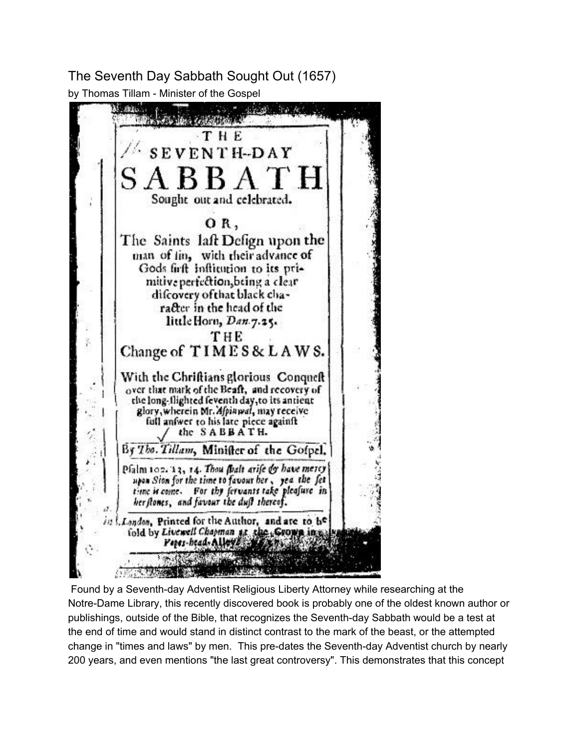## The Seventh Day Sabbath Sought Out (1657)

by Thomas Tillam - Minister of the Gospel

THE
SEVENTH-DAY
SABBATH
Sought out and celebrated.

OR,

The Saints last Design upon the man of sin, with their advance of Gods first institution to its primitive perfection, being a clear discovery of that black character in the head of the little Horn, *Dan.* 7.25.

THE

Change of TIMES & LAWS.

With the Christians glorious Conquest over that mark of the Beast, and recovery of the long-slighted seventh day, to its antient glory, wherein Mr. *Aspinwal*, may receive full answer to his late piece against the SABBATH.

By *Tho. Tillam*, Minister of the Gospel.

Psalm 102. 13, 14. *Thou shalt arise & have mercy upon Sion for the time to favour her, yea the set time is come. For thy servants take pleasure in her stones, and favour the dust thereof.*

London, Printed for the Author, and are to be sold by *Livewell Chapman* at the Crown in *Popes-head-Alley*.

Found by a Seventh-day Adventist Religious Liberty Attorney while researching at the Notre-Dame Library, this recently discovered book is probably one of the oldest known author or publishings, outside of the Bible, that recognizes the Seventh-day Sabbath would be a test at the end of time and would stand in distinct contrast to the mark of the beast, or the attempted change in "times and laws" by men. This pre-dates the Seventh-day Adventist church by nearly 200 years, and even mentions "the last great controversy". This demonstrates that this concept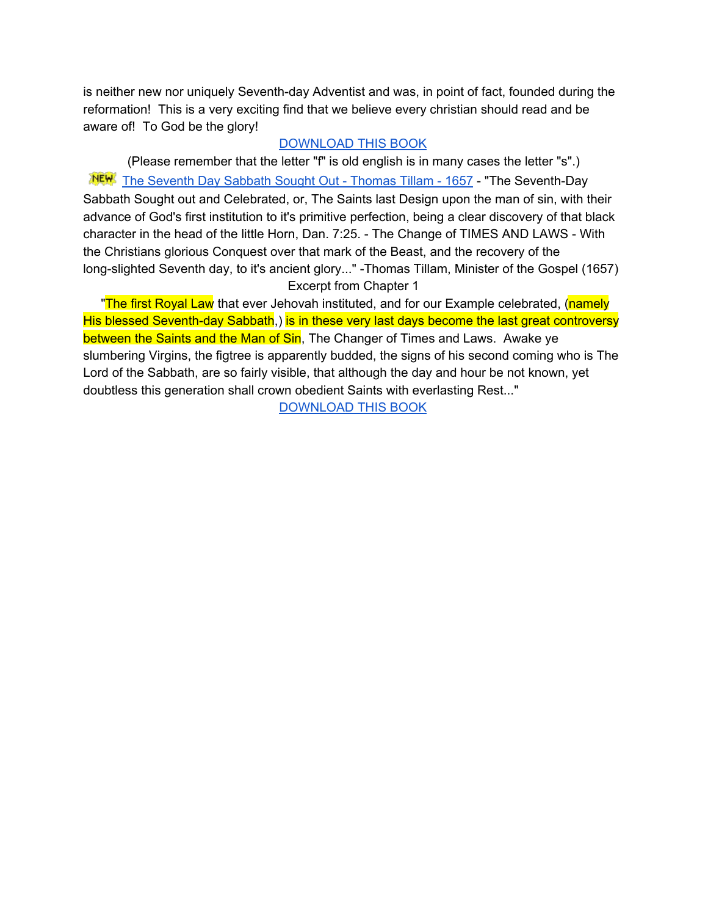is neither new nor uniquely Seventh-day Adventist and was, in point of fact, founded during the reformation! This is a very exciting find that we believe every christian should read and be aware of! To God be the glory!

DOWNLOAD THIS BOOK

(Please remember that the letter "f" is old english is in many cases the letter "s".)

NEW The Seventh Day Sabbath Sought Out - Thomas Tillam - 1657 - "The Seventh-Day Sabbath Sought out and Celebrated, or, The Saints last Design upon the man of sin, with their advance of God's first institution to it's primitive perfection, being a clear discovery of that black character in the head of the little Horn, Dan. 7:25. - The Change of TIMES AND LAWS - With the Christians glorious Conquest over that mark of the Beast, and the recovery of the long-slighted Seventh day, to it's ancient glory..." -Thomas Tillam, Minister of the Gospel (1657)

Excerpt from Chapter 1

"The first Royal Law that ever Jehovah instituted, and for our Example celebrated, (namely His blessed Seventh-day Sabbath,) is in these very last days become the last great controversy between the Saints and the Man of Sin, The Changer of Times and Laws. Awake ye slumbering Virgins, the figtree is apparently budded, the signs of his second coming who is The Lord of the Sabbath, are so fairly visible, that although the day and hour be not known, yet doubtless this generation shall crown obedient Saints with everlasting Rest..."

DOWNLOAD THIS BOOK